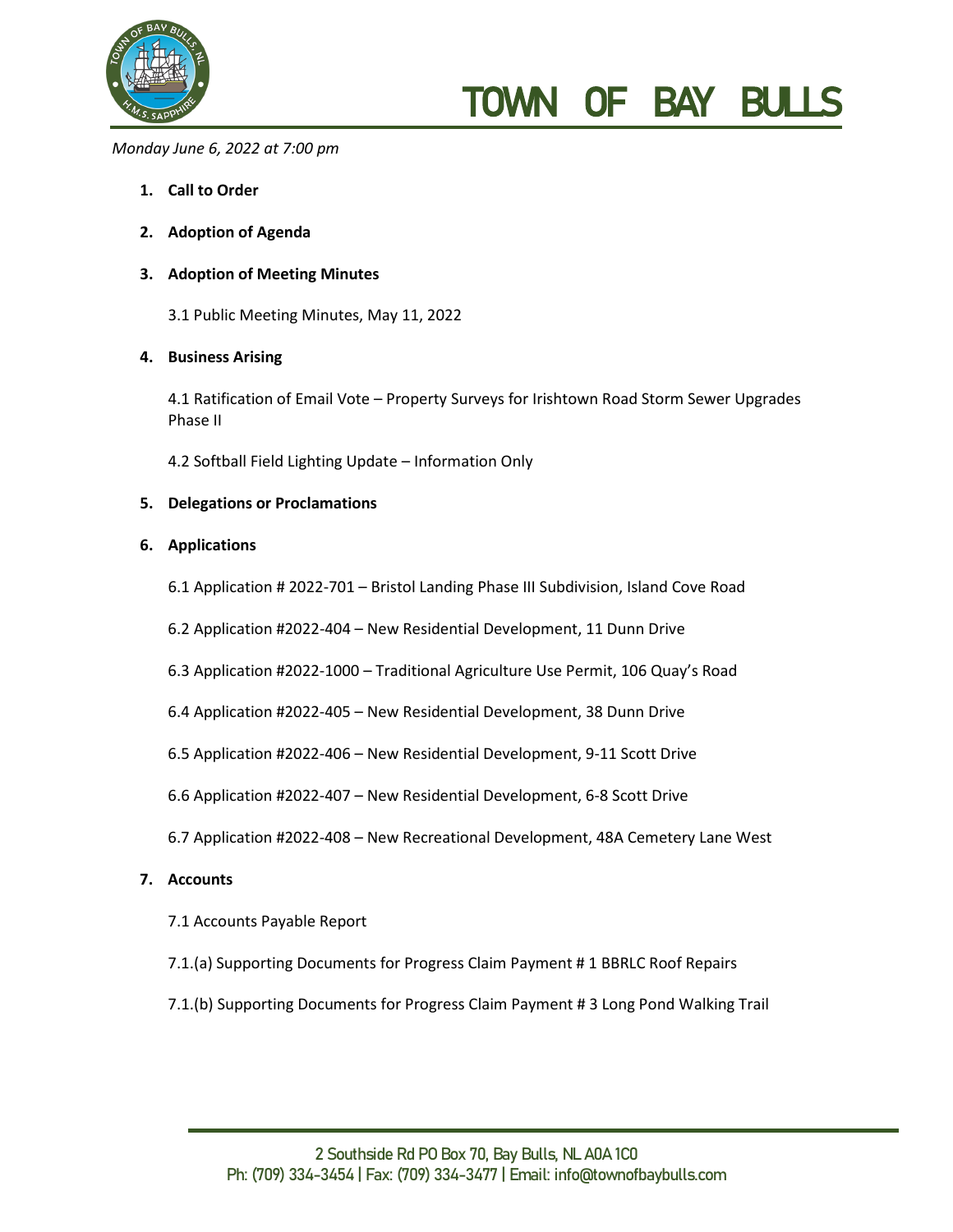# TOWN OF BAY BULLS

*Monday June 6, 2022 at 7:00 pm*

1. **Call to Order**

2. **Adoption of Agenda**

3. **Adoption of Meeting Minutes**

   3.1 Public Meeting Minutes, May 11, 2022

4. **Business Arising**

   4.1 Ratification of Email Vote – Property Surveys for Irishtown Road Storm Sewer Upgrades Phase II

   4.2 Softball Field Lighting Update – Information Only

5. **Delegations or Proclamations**

6. **Applications**

   6.1 Application # 2022-701 – Bristol Landing Phase III Subdivision, Island Cove Road

   6.2 Application #2022-404 – New Residential Development, 11 Dunn Drive

   6.3 Application #2022-1000 – Traditional Agriculture Use Permit, 106 Quay's Road

   6.4 Application #2022-405 – New Residential Development, 38 Dunn Drive

   6.5 Application #2022-406 – New Residential Development, 9-11 Scott Drive

   6.6 Application #2022-407 – New Residential Development, 6-8 Scott Drive

   6.7 Application #2022-408 – New Recreational Development, 48A Cemetery Lane West

7. **Accounts**

   7.1 Accounts Payable Report

   7.1.(a) Supporting Documents for Progress Claim Payment # 1 BBRLC Roof Repairs

   7.1.(b) Supporting Documents for Progress Claim Payment # 3 Long Pond Walking Trail

2 Southside Rd PO Box 70, Bay Bulls, NL A0A 1C0
Ph: (709) 334-3454 | Fax: (709) 334-3477 | Email: info@townofbaybulls.com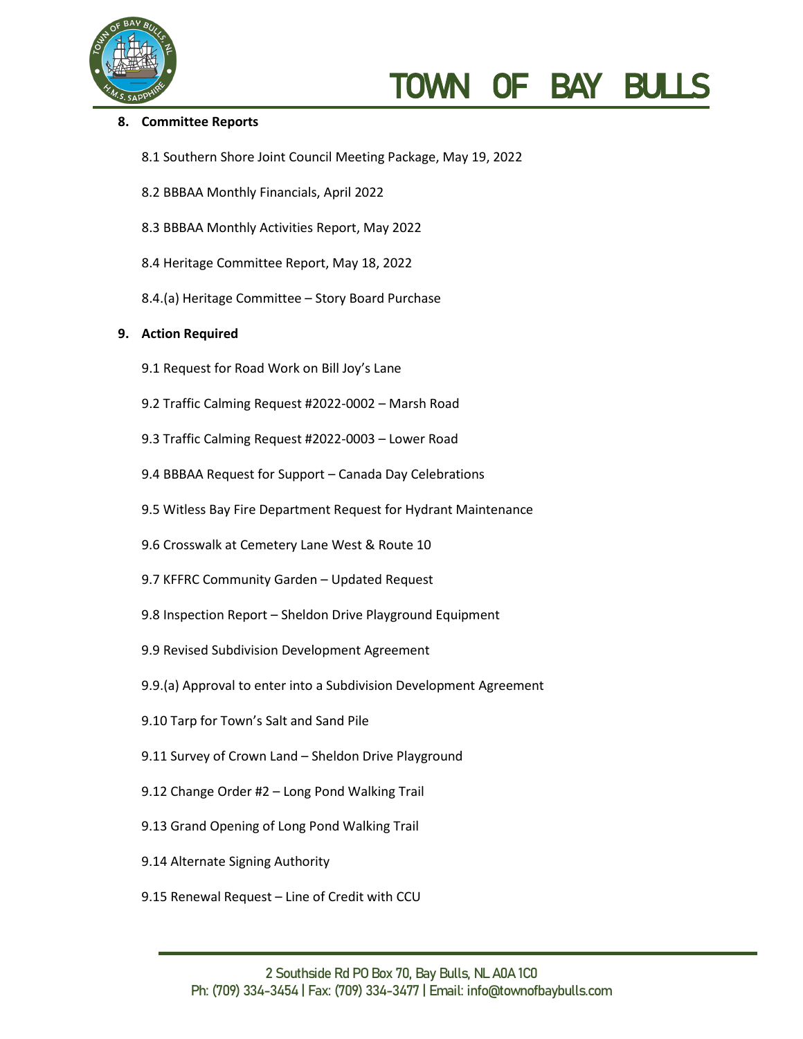**8. Committee Reports**

8.1 Southern Shore Joint Council Meeting Package, May 19, 2022

8.2 BBBAA Monthly Financials, April 2022

8.3 BBBAA Monthly Activities Report, May 2022

8.4 Heritage Committee Report, May 18, 2022

8.4.(a) Heritage Committee – Story Board Purchase

**9. Action Required**

9.1 Request for Road Work on Bill Joy's Lane

9.2 Traffic Calming Request #2022-0002 – Marsh Road

9.3 Traffic Calming Request #2022-0003 – Lower Road

9.4 BBBAA Request for Support – Canada Day Celebrations

9.5 Witless Bay Fire Department Request for Hydrant Maintenance

9.6 Crosswalk at Cemetery Lane West & Route 10

9.7 KFFRC Community Garden – Updated Request

9.8 Inspection Report – Sheldon Drive Playground Equipment

9.9 Revised Subdivision Development Agreement

9.9.(a) Approval to enter into a Subdivision Development Agreement

9.10 Tarp for Town's Salt and Sand Pile

9.11 Survey of Crown Land – Sheldon Drive Playground

9.12 Change Order #2 – Long Pond Walking Trail

9.13 Grand Opening of Long Pond Walking Trail

9.14 Alternate Signing Authority

9.15 Renewal Request – Line of Credit with CCU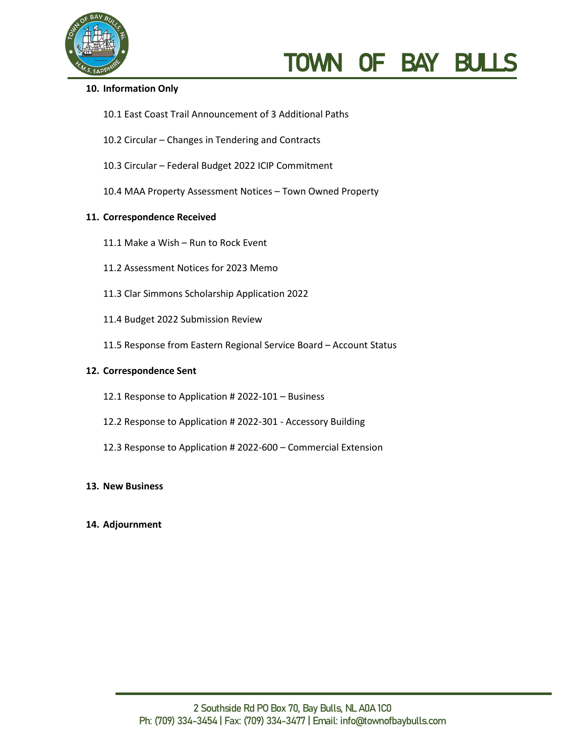**10. Information Only**

10.1 East Coast Trail Announcement of 3 Additional Paths

10.2 Circular – Changes in Tendering and Contracts

10.3 Circular – Federal Budget 2022 ICIP Commitment

10.4 MAA Property Assessment Notices – Town Owned Property

**11. Correspondence Received**

11.1 Make a Wish – Run to Rock Event

11.2 Assessment Notices for 2023 Memo

11.3 Clar Simmons Scholarship Application 2022

11.4 Budget 2022 Submission Review

11.5 Response from Eastern Regional Service Board – Account Status

**12. Correspondence Sent**

12.1 Response to Application # 2022-101 – Business

12.2 Response to Application # 2022-301 - Accessory Building

12.3 Response to Application # 2022-600 – Commercial Extension

**13. New Business**

**14. Adjournment**